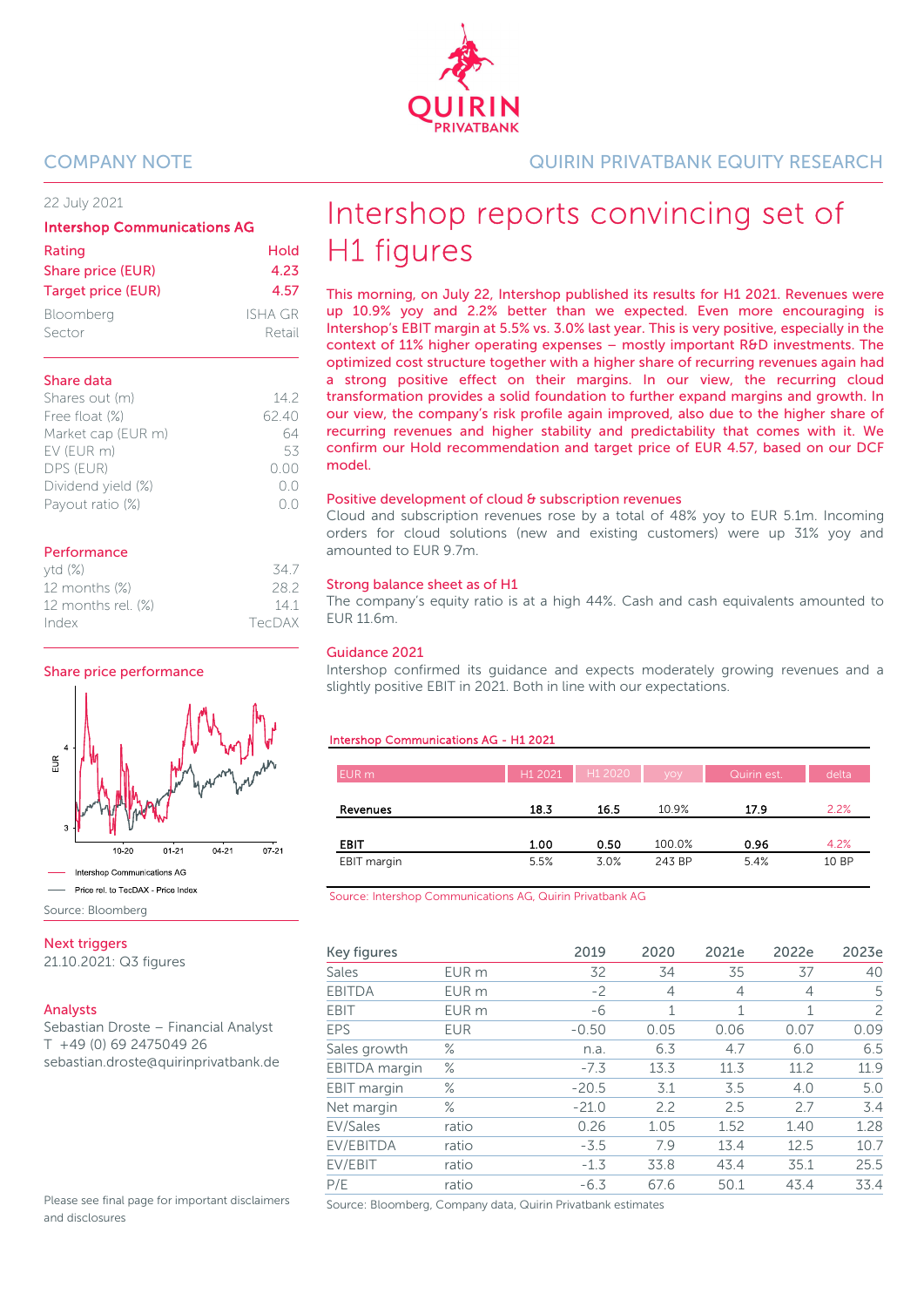COMPANY NOTE

QUIRIN PRIVATBANK EQUITY RESEARCH

22 July 2021

**Intershop Communications AG**

| | |
|---|---|
| Rating | Hold |
| Share price (EUR) | 4.23 |
| Target price (EUR) | 4.57 |
| Bloomberg | ISHA GR |
| Sector | Retail |

**Share data**

| | |
|---|---|
| Shares out (m) | 14.2 |
| Free float (%) | 62.40 |
| Market cap (EUR m) | 64 |
| EV (EUR m) | 53 |
| DPS (EUR) | 0.00 |
| Dividend yield (%) | 0.0 |
| Payout ratio (%) | 0.0 |

**Performance**

| | |
|---|---|
| ytd (%) | 34.7 |
| 12 months (%) | 28.2 |
| 12 months rel. (%) | 14.1 |
| Index | TecDAX |

**Share price performance**

— Intershop Communications AG
— Price rel. to TecDAX - Price Index

Source: Bloomberg

**Next triggers**

21.10.2021: Q3 figures

**Analysts**

Sebastian Droste – Financial Analyst
T +49 (0) 69 2475049 26
sebastian.droste@quirinprivatbank.de

Please see final page for important disclaimers and disclosures

# Intershop reports convincing set of H1 figures

This morning, on July 22, Intershop published its results for H1 2021. Revenues were up 10.9% yoy and 2.2% better than we expected. Even more encouraging is Intershop's EBIT margin at 5.5% vs. 3.0% last year. This is very positive, especially in the context of 11% higher operating expenses – mostly important R&D investments. The optimized cost structure together with a higher share of recurring revenues again had a strong positive effect on their margins. In our view, the recurring cloud transformation provides a solid foundation to further expand margins and growth. In our view, the company's risk profile again improved, also due to the higher share of recurring revenues and higher stability and predictability that comes with it. We confirm our Hold recommendation and target price of EUR 4.57, based on our DCF model.

## Positive development of cloud & subscription revenues

Cloud and subscription revenues rose by a total of 48% yoy to EUR 5.1m. Incoming orders for cloud solutions (new and existing customers) were up 31% yoy and amounted to EUR 9.7m.

## Strong balance sheet as of H1

The company's equity ratio is at a high 44%. Cash and cash equivalents amounted to EUR 11.6m.

## Guidance 2021

Intershop confirmed its guidance and expects moderately growing revenues and a slightly positive EBIT in 2021. Both in line with our expectations.

**Intershop Communications AG - H1 2021**

| EUR m | H1 2021 | H1 2020 | yoy | Quirin est. | delta |
|---|---|---|---|---|---|
| **Revenues** | **18.3** | **16.5** | 10.9% | **17.9** | 2.2% |
| **EBIT** | **1.00** | **0.50** | 100.0% | **0.96** | 4.2% |
| EBIT margin | 5.5% | 3.0% | 243 BP | 5.4% | 10 BP |

Source: Intershop Communications AG, Quirin Privatbank AG

| Key figures | | 2019 | 2020 | 2021e | 2022e | 2023e |
|---|---|---|---|---|---|---|
| Sales | EUR m | 32 | 34 | 35 | 37 | 40 |
| EBITDA | EUR m | -2 | 4 | 4 | 4 | 5 |
| EBIT | EUR m | -6 | 1 | 1 | 1 | 2 |
| EPS | EUR | -0.50 | 0.05 | 0.06 | 0.07 | 0.09 |
| Sales growth | % | n.a. | 6.3 | 4.7 | 6.0 | 6.5 |
| EBITDA margin | % | -7.3 | 13.3 | 11.3 | 11.2 | 11.9 |
| EBIT margin | % | -20.5 | 3.1 | 3.5 | 4.0 | 5.0 |
| Net margin | % | -21.0 | 2.2 | 2.5 | 2.7 | 3.4 |
| EV/Sales | ratio | 0.26 | 1.05 | 1.52 | 1.40 | 1.28 |
| EV/EBITDA | ratio | -3.5 | 7.9 | 13.4 | 12.5 | 10.7 |
| EV/EBIT | ratio | -1.3 | 33.8 | 43.4 | 35.1 | 25.5 |
| P/E | ratio | -6.3 | 67.6 | 50.1 | 43.4 | 33.4 |

Source: Bloomberg, Company data, Quirin Privatbank estimates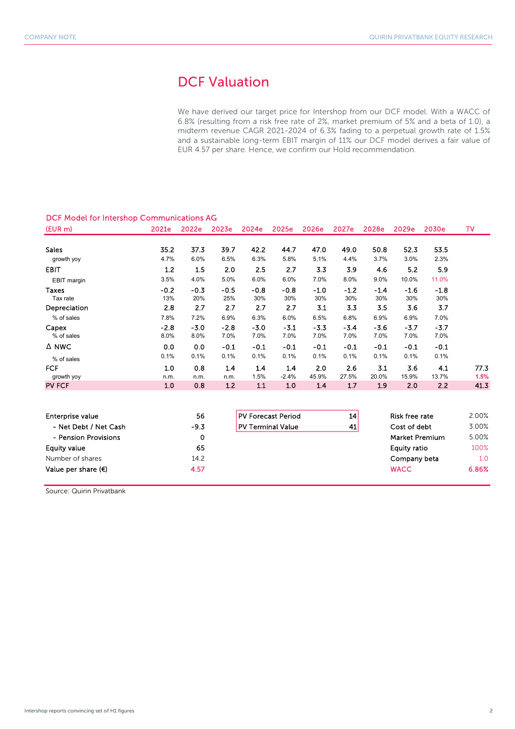# DCF Valuation

We have derived our target price for Intershop from our DCF model. With a WACC of 6.8% (resulting from a risk free rate of 2%, market premium of 5% and a beta of 1.0), a midterm revenue CAGR 2021-2024 of 6.3% fading to a perpetual growth rate of 1.5% and a sustainable long-term EBIT margin of 11% our DCF model derives a fair value of EUR 4.57 per share. Hence, we confirm our Hold recommendation.

**DCF Model for Intershop Communications AG**

| (EUR m) | 2021e | 2022e | 2023e | 2024e | 2025e | 2026e | 2027e | 2028e | 2029e | 2030e | TV |
|---|---|---|---|---|---|---|---|---|---|---|---|
| Sales | 35.2 | 37.3 | 39.7 | 42.2 | 44.7 | 47.0 | 49.0 | 50.8 | 52.3 | 53.5 | |
| growth yoy | 4.7% | 6.0% | 6.5% | 6.3% | 5.8% | 5.1% | 4.4% | 3.7% | 3.0% | 2.3% | |
| EBIT | 1.2 | 1.5 | 2.0 | 2.5 | 2.7 | 3.3 | 3.9 | 4.6 | 5.2 | 5.9 | |
| EBIT margin | 3.5% | 4.0% | 5.0% | 6.0% | 6.0% | 7.0% | 8.0% | 9.0% | 10.0% | 11.0% | |
| Taxes | -0.2 | -0.3 | -0.5 | -0.8 | -0.8 | -1.0 | -1.2 | -1.4 | -1.6 | -1.8 | |
| Tax rate | 13% | 20% | 25% | 30% | 30% | 30% | 30% | 30% | 30% | 30% | |
| Depreciation | 2.8 | 2.7 | 2.7 | 2.7 | 2.7 | 3.1 | 3.3 | 3.5 | 3.6 | 3.7 | |
| % of sales | 7.8% | 7.2% | 6.9% | 6.3% | 6.0% | 6.5% | 6.8% | 6.9% | 6.9% | 7.0% | |
| Capex | -2.8 | -3.0 | -2.8 | -3.0 | -3.1 | -3.3 | -3.4 | -3.6 | -3.7 | -3.7 | |
| % of sales | 8.0% | 8.0% | 7.0% | 7.0% | 7.0% | 7.0% | 7.0% | 7.0% | 7.0% | 7.0% | |
| Δ NWC | 0.0 | 0.0 | -0.1 | -0.1 | -0.1 | -0.1 | -0.1 | -0.1 | -0.1 | -0.1 | |
| % of sales | 0.1% | 0.1% | 0.1% | 0.1% | 0.1% | 0.1% | 0.1% | 0.1% | 0.1% | 0.1% | |
| FCF | 1.0 | 0.8 | 1.4 | 1.4 | 1.4 | 2.0 | 2.6 | 3.1 | 3.6 | 4.1 | 77.3 |
| growth yoy | n.m. | n.m. | n.m. | 1.5% | -2.4% | 45.9% | 27.5% | 20.0% | 15.9% | 13.7% | 1.5% |
| PV FCF | 1.0 | 0.8 | 1.2 | 1.1 | 1.0 | 1.4 | 1.7 | 1.9 | 2.0 | 2.2 | 41.3 |

| | |
|---|---|
| Enterprise value | 56 |
| - Net Debt / Net Cash | -9.3 |
| - Pension Provisions | 0 |
| Equity value | 65 |
| Number of shares | 14.2 |
| Value per share (€) | 4.57 |

| | |
|---|---|
| PV Forecast Period | 14 |
| PV Terminal Value | 41 |

| | |
|---|---|
| Risk free rate | 2.00% |
| Cost of debt | 3.00% |
| Market Premium | 5.00% |
| Equity ratio | 100% |
| Company beta | 1.0 |
| WACC | 6.86% |

Source: Quirin Privatbank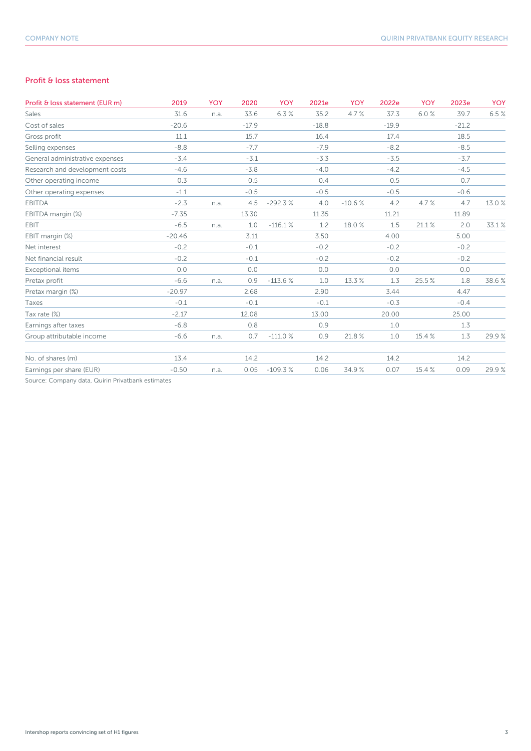## Profit & loss statement

| Profit & loss statement (EUR m) | 2019 | YOY | 2020 | YOY | 2021e | YOY | 2022e | YOY | 2023e | YOY |
|---|---|---|---|---|---|---|---|---|---|---|
| Sales | 31.6 | n.a. | 33.6 | 6.3 % | 35.2 | 4.7 % | 37.3 | 6.0 % | 39.7 | 6.5 % |
| Cost of sales | -20.6 | | -17.9 | | -18.8 | | -19.9 | | -21.2 | |
| Gross profit | 11.1 | | 15.7 | | 16.4 | | 17.4 | | 18.5 | |
| Selling expenses | -8.8 | | -7.7 | | -7.9 | | -8.2 | | -8.5 | |
| General administrative expenses | -3.4 | | -3.1 | | -3.3 | | -3.5 | | -3.7 | |
| Research and development costs | -4.6 | | -3.8 | | -4.0 | | -4.2 | | -4.5 | |
| Other operating income | 0.3 | | 0.5 | | 0.4 | | 0.5 | | 0.7 | |
| Other operating expenses | -1.1 | | -0.5 | | -0.5 | | -0.5 | | -0.6 | |
| EBITDA | -2.3 | n.a. | 4.5 | -292.3 % | 4.0 | -10.6 % | 4.2 | 4.7 % | 4.7 | 13.0 % |
| EBITDA margin (%) | -7.35 | | 13.30 | | 11.35 | | 11.21 | | 11.89 | |
| EBIT | -6.5 | n.a. | 1.0 | -116.1 % | 1.2 | 18.0 % | 1.5 | 21.1 % | 2.0 | 33.1 % |
| EBIT margin (%) | -20.46 | | 3.11 | | 3.50 | | 4.00 | | 5.00 | |
| Net interest | -0.2 | | -0.1 | | -0.2 | | -0.2 | | -0.2 | |
| Net financial result | -0.2 | | -0.1 | | -0.2 | | -0.2 | | -0.2 | |
| Exceptional items | 0.0 | | 0.0 | | 0.0 | | 0.0 | | 0.0 | |
| Pretax profit | -6.6 | n.a. | 0.9 | -113.6 % | 1.0 | 13.3 % | 1.3 | 25.5 % | 1.8 | 38.6 % |
| Pretax margin (%) | -20.97 | | 2.68 | | 2.90 | | 3.44 | | 4.47 | |
| Taxes | -0.1 | | -0.1 | | -0.1 | | -0.3 | | -0.4 | |
| Tax rate (%) | -2.17 | | 12.08 | | 13.00 | | 20.00 | | 25.00 | |
| Earnings after taxes | -6.8 | | 0.8 | | 0.9 | | 1.0 | | 1.3 | |
| Group attributable income | -6.6 | n.a. | 0.7 | -111.0 % | 0.9 | 21.8 % | 1.0 | 15.4 % | 1.3 | 29.9 % |
| | | | | | | | | | | |
| No. of shares (m) | 13.4 | | 14.2 | | 14.2 | | 14.2 | | 14.2 | |
| Earnings per share (EUR) | -0.50 | n.a. | 0.05 | -109.3 % | 0.06 | 34.9 % | 0.07 | 15.4 % | 0.09 | 29.9 % |

Source: Company data, Quirin Privatbank estimates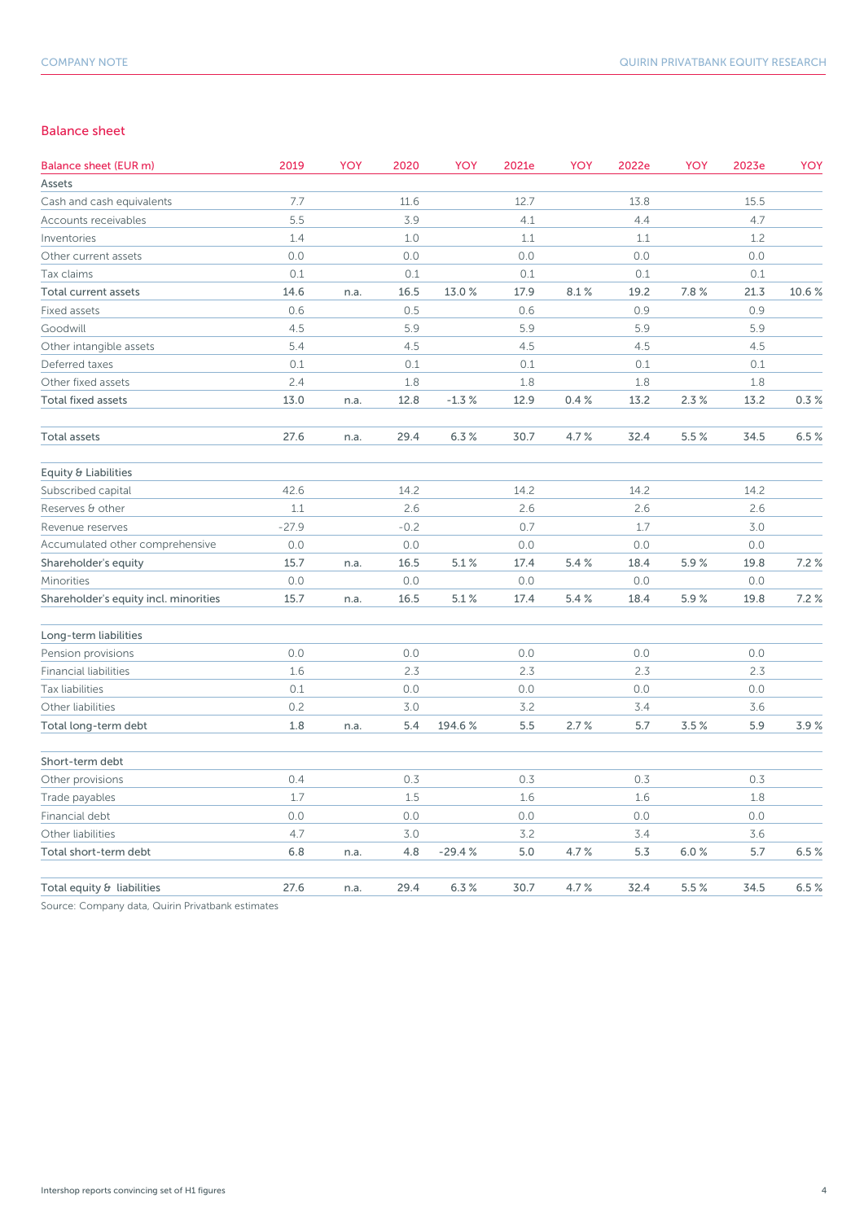## Balance sheet

| Balance sheet (EUR m) | 2019 | YOY | 2020 | YOY | 2021e | YOY | 2022e | YOY | 2023e | YOY |
|---|---|---|---|---|---|---|---|---|---|---|
| Assets | | | | | | | | | | |
| Cash and cash equivalents | 7.7 | | 11.6 | | 12.7 | | 13.8 | | 15.5 | |
| Accounts receivables | 5.5 | | 3.9 | | 4.1 | | 4.4 | | 4.7 | |
| Inventories | 1.4 | | 1.0 | | 1.1 | | 1.1 | | 1.2 | |
| Other current assets | 0.0 | | 0.0 | | 0.0 | | 0.0 | | 0.0 | |
| Tax claims | 0.1 | | 0.1 | | 0.1 | | 0.1 | | 0.1 | |
| Total current assets | 14.6 | n.a. | 16.5 | 13.0 % | 17.9 | 8.1 % | 19.2 | 7.8 % | 21.3 | 10.6 % |
| Fixed assets | 0.6 | | 0.5 | | 0.6 | | 0.9 | | 0.9 | |
| Goodwill | 4.5 | | 5.9 | | 5.9 | | 5.9 | | 5.9 | |
| Other intangible assets | 5.4 | | 4.5 | | 4.5 | | 4.5 | | 4.5 | |
| Deferred taxes | 0.1 | | 0.1 | | 0.1 | | 0.1 | | 0.1 | |
| Other fixed assets | 2.4 | | 1.8 | | 1.8 | | 1.8 | | 1.8 | |
| Total fixed assets | 13.0 | n.a. | 12.8 | -1.3 % | 12.9 | 0.4 % | 13.2 | 2.3 % | 13.2 | 0.3 % |
| | | | | | | | | | | |
| Total assets | 27.6 | n.a. | 29.4 | 6.3 % | 30.7 | 4.7 % | 32.4 | 5.5 % | 34.5 | 6.5 % |
| | | | | | | | | | | |
| Equity & Liabilities | | | | | | | | | | |
| Subscribed capital | 42.6 | | 14.2 | | 14.2 | | 14.2 | | 14.2 | |
| Reserves & other | 1.1 | | 2.6 | | 2.6 | | 2.6 | | 2.6 | |
| Revenue reserves | -27.9 | | -0.2 | | 0.7 | | 1.7 | | 3.0 | |
| Accumulated other comprehensive | 0.0 | | 0.0 | | 0.0 | | 0.0 | | 0.0 | |
| Shareholder's equity | 15.7 | n.a. | 16.5 | 5.1 % | 17.4 | 5.4 % | 18.4 | 5.9 % | 19.8 | 7.2 % |
| Minorities | 0.0 | | 0.0 | | 0.0 | | 0.0 | | 0.0 | |
| Shareholder's equity incl. minorities | 15.7 | n.a. | 16.5 | 5.1 % | 17.4 | 5.4 % | 18.4 | 5.9 % | 19.8 | 7.2 % |
| | | | | | | | | | | |
| Long-term liabilities | | | | | | | | | | |
| Pension provisions | 0.0 | | 0.0 | | 0.0 | | 0.0 | | 0.0 | |
| Financial liabilities | 1.6 | | 2.3 | | 2.3 | | 2.3 | | 2.3 | |
| Tax liabilities | 0.1 | | 0.0 | | 0.0 | | 0.0 | | 0.0 | |
| Other liabilities | 0.2 | | 3.0 | | 3.2 | | 3.4 | | 3.6 | |
| Total long-term debt | 1.8 | n.a. | 5.4 | 194.6 % | 5.5 | 2.7 % | 5.7 | 3.5 % | 5.9 | 3.9 % |
| | | | | | | | | | | |
| Short-term debt | | | | | | | | | | |
| Other provisions | 0.4 | | 0.3 | | 0.3 | | 0.3 | | 0.3 | |
| Trade payables | 1.7 | | 1.5 | | 1.6 | | 1.6 | | 1.8 | |
| Financial debt | 0.0 | | 0.0 | | 0.0 | | 0.0 | | 0.0 | |
| Other liabilities | 4.7 | | 3.0 | | 3.2 | | 3.4 | | 3.6 | |
| Total short-term debt | 6.8 | n.a. | 4.8 | -29.4 % | 5.0 | 4.7 % | 5.3 | 6.0 % | 5.7 | 6.5 % |
| | | | | | | | | | | |
| Total equity & liabilities | 27.6 | n.a. | 29.4 | 6.3 % | 30.7 | 4.7 % | 32.4 | 5.5 % | 34.5 | 6.5 % |

Source: Company data, Quirin Privatbank estimates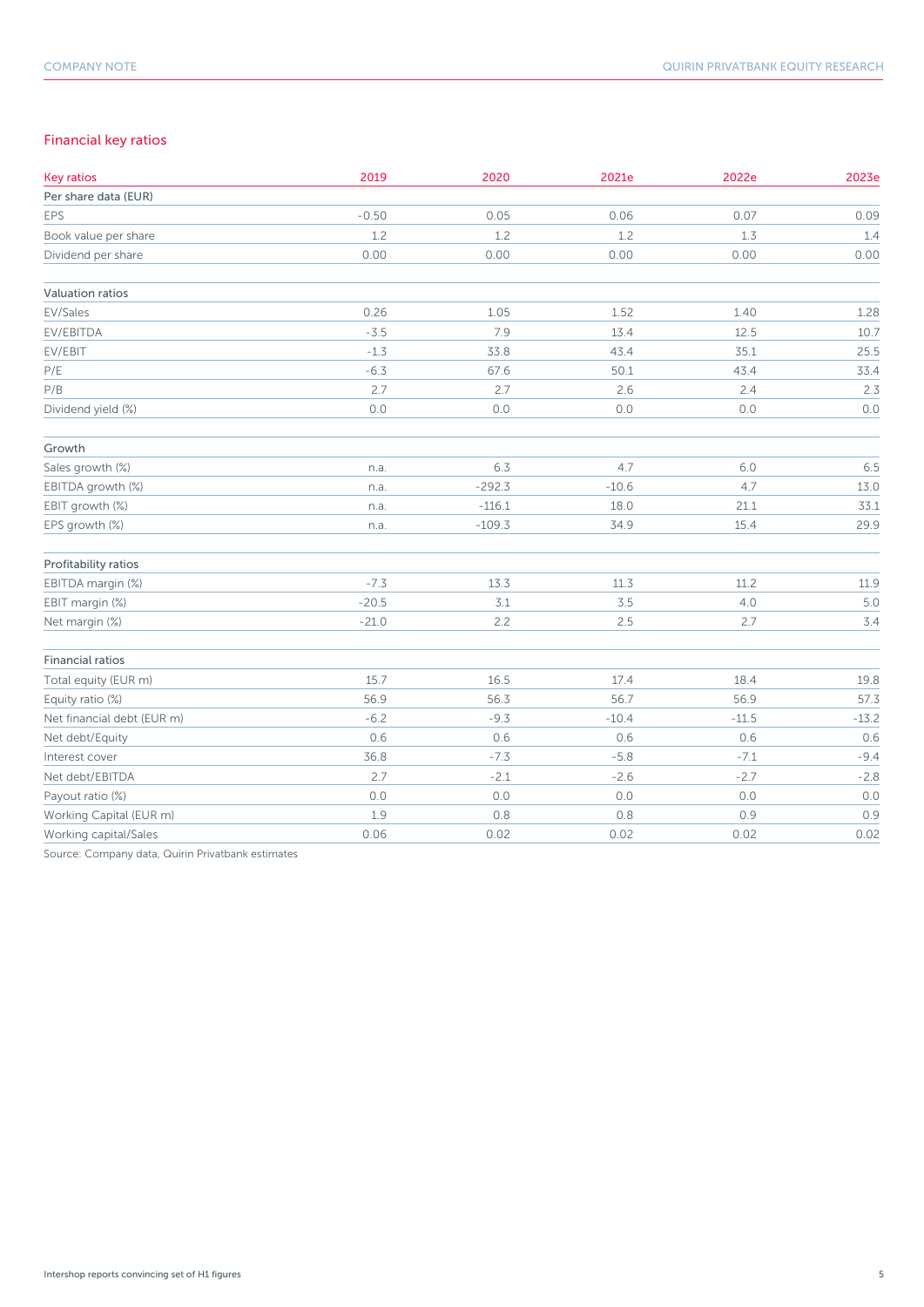## Financial key ratios

| Key ratios | 2019 | 2020 | 2021e | 2022e | 2023e |
|---|---|---|---|---|---|
| **Per share data (EUR)** | | | | | |
| EPS | -0.50 | 0.05 | 0.06 | 0.07 | 0.09 |
| Book value per share | 1.2 | 1.2 | 1.2 | 1.3 | 1.4 |
| Dividend per share | 0.00 | 0.00 | 0.00 | 0.00 | 0.00 |
| | | | | | |
| **Valuation ratios** | | | | | |
| EV/Sales | 0.26 | 1.05 | 1.52 | 1.40 | 1.28 |
| EV/EBITDA | -3.5 | 7.9 | 13.4 | 12.5 | 10.7 |
| EV/EBIT | -1.3 | 33.8 | 43.4 | 35.1 | 25.5 |
| P/E | -6.3 | 67.6 | 50.1 | 43.4 | 33.4 |
| P/B | 2.7 | 2.7 | 2.6 | 2.4 | 2.3 |
| Dividend yield (%) | 0.0 | 0.0 | 0.0 | 0.0 | 0.0 |
| | | | | | |
| **Growth** | | | | | |
| Sales growth (%) | n.a. | 6.3 | 4.7 | 6.0 | 6.5 |
| EBITDA growth (%) | n.a. | -292.3 | -10.6 | 4.7 | 13.0 |
| EBIT growth (%) | n.a. | -116.1 | 18.0 | 21.1 | 33.1 |
| EPS growth (%) | n.a. | -109.3 | 34.9 | 15.4 | 29.9 |
| | | | | | |
| **Profitability ratios** | | | | | |
| EBITDA margin (%) | -7.3 | 13.3 | 11.3 | 11.2 | 11.9 |
| EBIT margin (%) | -20.5 | 3.1 | 3.5 | 4.0 | 5.0 |
| Net margin (%) | -21.0 | 2.2 | 2.5 | 2.7 | 3.4 |
| | | | | | |
| **Financial ratios** | | | | | |
| Total equity (EUR m) | 15.7 | 16.5 | 17.4 | 18.4 | 19.8 |
| Equity ratio (%) | 56.9 | 56.3 | 56.7 | 56.9 | 57.3 |
| Net financial debt (EUR m) | -6.2 | -9.3 | -10.4 | -11.5 | -13.2 |
| Net debt/Equity | 0.6 | 0.6 | 0.6 | 0.6 | 0.6 |
| Interest cover | 36.8 | -7.3 | -5.8 | -7.1 | -9.4 |
| Net debt/EBITDA | 2.7 | -2.1 | -2.6 | -2.7 | -2.8 |
| Payout ratio (%) | 0.0 | 0.0 | 0.0 | 0.0 | 0.0 |
| Working Capital (EUR m) | 1.9 | 0.8 | 0.8 | 0.9 | 0.9 |
| Working capital/Sales | 0.06 | 0.02 | 0.02 | 0.02 | 0.02 |

Source: Company data, Quirin Privatbank estimates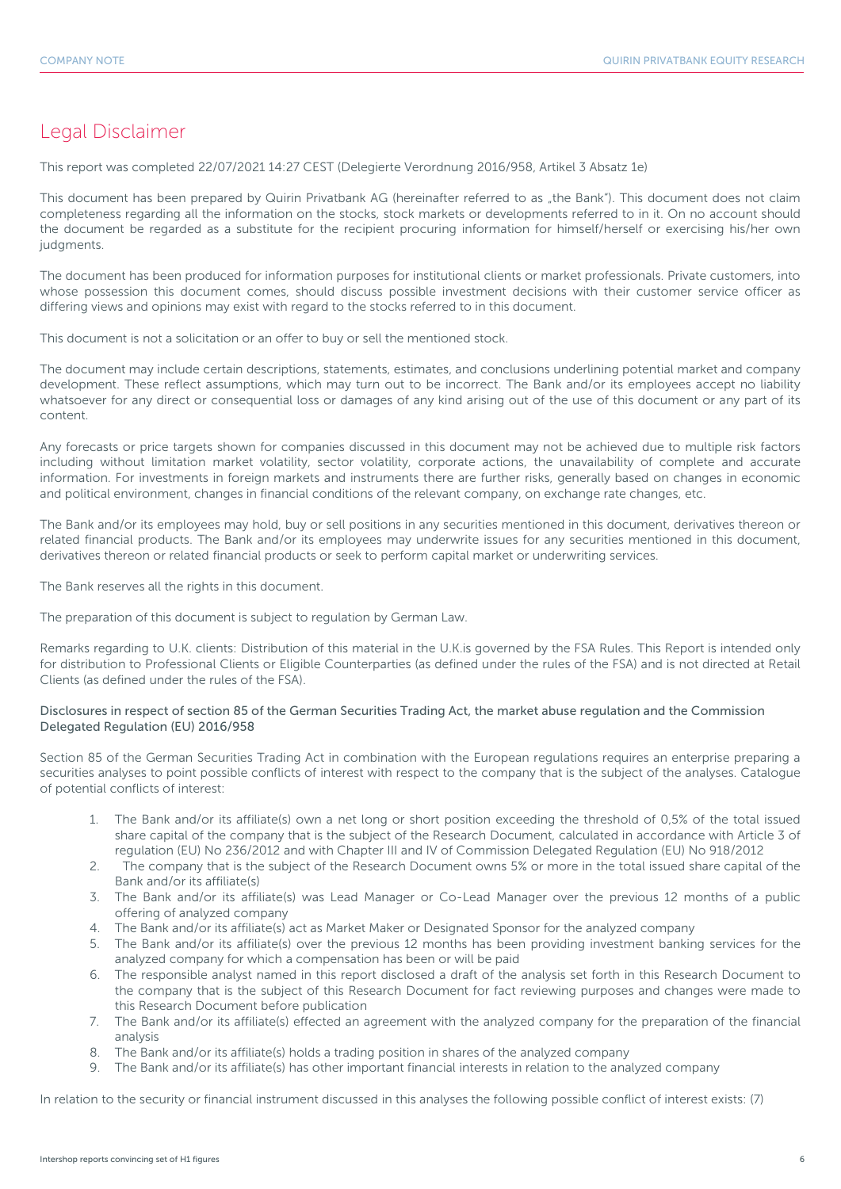# Legal Disclaimer

This report was completed 22/07/2021 14:27 CEST (Delegierte Verordnung 2016/958, Artikel 3 Absatz 1e)

This document has been prepared by Quirin Privatbank AG (hereinafter referred to as „the Bank"). This document does not claim completeness regarding all the information on the stocks, stock markets or developments referred to in it. On no account should the document be regarded as a substitute for the recipient procuring information for himself/herself or exercising his/her own judgments.

The document has been produced for information purposes for institutional clients or market professionals. Private customers, into whose possession this document comes, should discuss possible investment decisions with their customer service officer as differing views and opinions may exist with regard to the stocks referred to in this document.

This document is not a solicitation or an offer to buy or sell the mentioned stock.

The document may include certain descriptions, statements, estimates, and conclusions underlining potential market and company development. These reflect assumptions, which may turn out to be incorrect. The Bank and/or its employees accept no liability whatsoever for any direct or consequential loss or damages of any kind arising out of the use of this document or any part of its content.

Any forecasts or price targets shown for companies discussed in this document may not be achieved due to multiple risk factors including without limitation market volatility, sector volatility, corporate actions, the unavailability of complete and accurate information. For investments in foreign markets and instruments there are further risks, generally based on changes in economic and political environment, changes in financial conditions of the relevant company, on exchange rate changes, etc.

The Bank and/or its employees may hold, buy or sell positions in any securities mentioned in this document, derivatives thereon or related financial products. The Bank and/or its employees may underwrite issues for any securities mentioned in this document, derivatives thereon or related financial products or seek to perform capital market or underwriting services.

The Bank reserves all the rights in this document.

The preparation of this document is subject to regulation by German Law.

Remarks regarding to U.K. clients: Distribution of this material in the U.K.is governed by the FSA Rules. This Report is intended only for distribution to Professional Clients or Eligible Counterparties (as defined under the rules of the FSA) and is not directed at Retail Clients (as defined under the rules of the FSA).

Disclosures in respect of section 85 of the German Securities Trading Act, the market abuse regulation and the Commission Delegated Regulation (EU) 2016/958

Section 85 of the German Securities Trading Act in combination with the European regulations requires an enterprise preparing a securities analyses to point possible conflicts of interest with respect to the company that is the subject of the analyses. Catalogue of potential conflicts of interest:

1. The Bank and/or its affiliate(s) own a net long or short position exceeding the threshold of 0,5% of the total issued share capital of the company that is the subject of the Research Document, calculated in accordance with Article 3 of regulation (EU) No 236/2012 and with Chapter III and IV of Commission Delegated Regulation (EU) No 918/2012
2. The company that is the subject of the Research Document owns 5% or more in the total issued share capital of the Bank and/or its affiliate(s)
3. The Bank and/or its affiliate(s) was Lead Manager or Co-Lead Manager over the previous 12 months of a public offering of analyzed company
4. The Bank and/or its affiliate(s) act as Market Maker or Designated Sponsor for the analyzed company
5. The Bank and/or its affiliate(s) over the previous 12 months has been providing investment banking services for the analyzed company for which a compensation has been or will be paid
6. The responsible analyst named in this report disclosed a draft of the analysis set forth in this Research Document to the company that is the subject of this Research Document for fact reviewing purposes and changes were made to this Research Document before publication
7. The Bank and/or its affiliate(s) effected an agreement with the analyzed company for the preparation of the financial analysis
8. The Bank and/or its affiliate(s) holds a trading position in shares of the analyzed company
9. The Bank and/or its affiliate(s) has other important financial interests in relation to the analyzed company

In relation to the security or financial instrument discussed in this analyses the following possible conflict of interest exists: (7)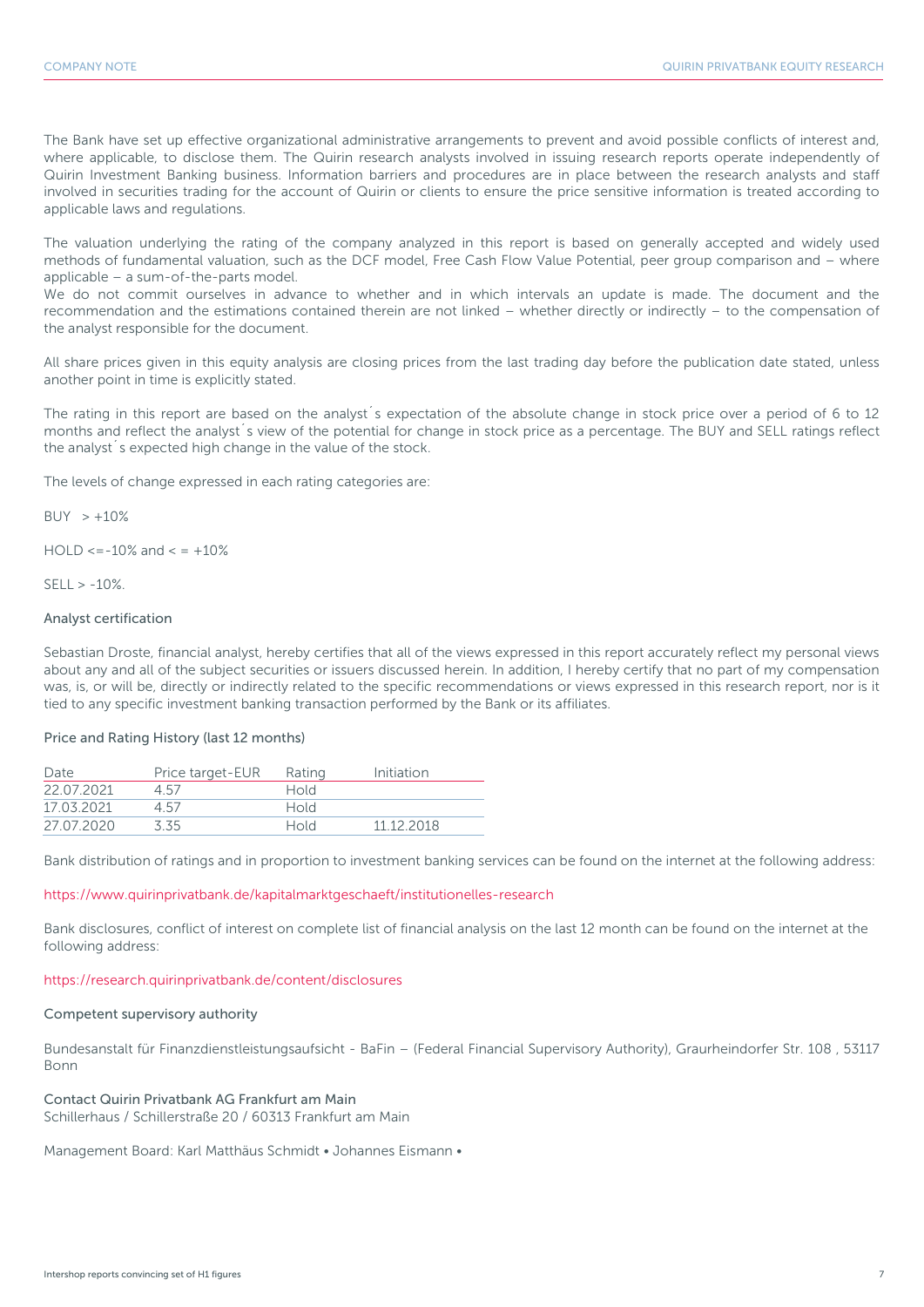The Bank have set up effective organizational administrative arrangements to prevent and avoid possible conflicts of interest and, where applicable, to disclose them. The Quirin research analysts involved in issuing research reports operate independently of Quirin Investment Banking business. Information barriers and procedures are in place between the research analysts and staff involved in securities trading for the account of Quirin or clients to ensure the price sensitive information is treated according to applicable laws and regulations.

The valuation underlying the rating of the company analyzed in this report is based on generally accepted and widely used methods of fundamental valuation, such as the DCF model, Free Cash Flow Value Potential, peer group comparison and – where applicable – a sum-of-the-parts model.
We do not commit ourselves in advance to whether and in which intervals an update is made. The document and the recommendation and the estimations contained therein are not linked – whether directly or indirectly – to the compensation of the analyst responsible for the document.

All share prices given in this equity analysis are closing prices from the last trading day before the publication date stated, unless another point in time is explicitly stated.

The rating in this report are based on the analyst´s expectation of the absolute change in stock price over a period of 6 to 12 months and reflect the analyst´s view of the potential for change in stock price as a percentage. The BUY and SELL ratings reflect the analyst´s expected high change in the value of the stock.

The levels of change expressed in each rating categories are:

BUY > +10%

HOLD <=-10% and < = +10%

SELL > -10%.

### Analyst certification

Sebastian Droste, financial analyst, hereby certifies that all of the views expressed in this report accurately reflect my personal views about any and all of the subject securities or issuers discussed herein. In addition, I hereby certify that no part of my compensation was, is, or will be, directly or indirectly related to the specific recommendations or views expressed in this research report, nor is it tied to any specific investment banking transaction performed by the Bank or its affiliates.

### Price and Rating History (last 12 months)

| Date | Price target-EUR | Rating | Initiation |
|---|---|---|---|
| 22.07.2021 | 4.57 | Hold | |
| 17.03.2021 | 4.57 | Hold | |
| 27.07.2020 | 3.35 | Hold | 11.12.2018 |

Bank distribution of ratings and in proportion to investment banking services can be found on the internet at the following address:

https://www.quirinprivatbank.de/kapitalmarktgeschaeft/institutionelles-research

Bank disclosures, conflict of interest on complete list of financial analysis on the last 12 month can be found on the internet at the following address:

https://research.quirinprivatbank.de/content/disclosures

### Competent supervisory authority

Bundesanstalt für Finanzdienstleistungsaufsicht - BaFin – (Federal Financial Supervisory Authority), Graurheindorfer Str. 108 , 53117 Bonn

### Contact Quirin Privatbank AG Frankfurt am Main

Schillerhaus / Schillerstraße 20 / 60313 Frankfurt am Main

Management Board: Karl Matthäus Schmidt • Johannes Eismann •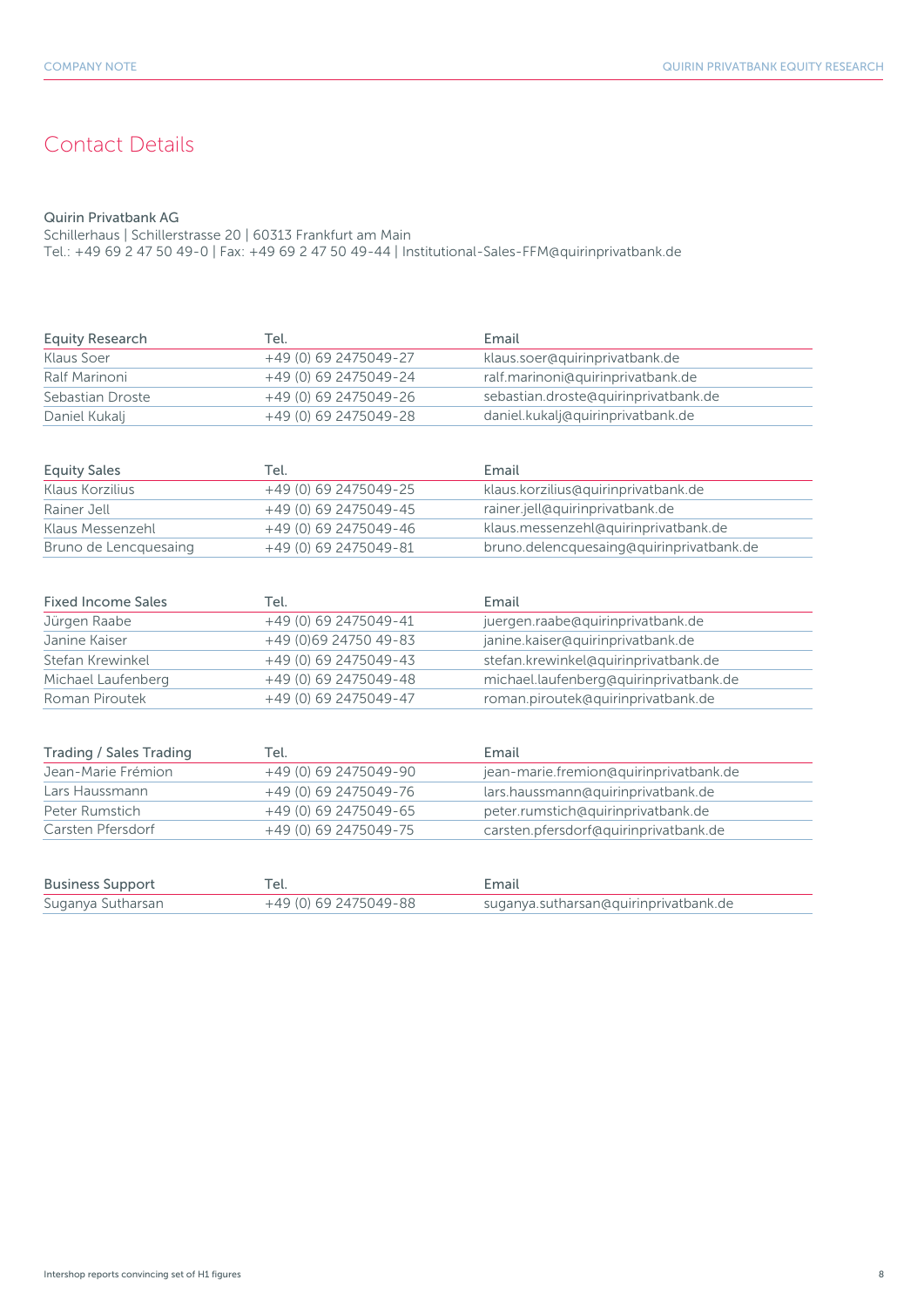# Contact Details

Quirin Privatbank AG
Schillerhaus | Schillerstrasse 20 | 60313 Frankfurt am Main
Tel.: +49 69 2 47 50 49-0 | Fax: +49 69 2 47 50 49-44 | Institutional-Sales-FFM@quirinprivatbank.de

| Equity Research | Tel. | Email |
|---|---|---|
| Klaus Soer | +49 (0) 69 2475049-27 | klaus.soer@quirinprivatbank.de |
| Ralf Marinoni | +49 (0) 69 2475049-24 | ralf.marinoni@quirinprivatbank.de |
| Sebastian Droste | +49 (0) 69 2475049-26 | sebastian.droste@quirinprivatbank.de |
| Daniel Kukalj | +49 (0) 69 2475049-28 | daniel.kukalj@quirinprivatbank.de |

| Equity Sales | Tel. | Email |
|---|---|---|
| Klaus Korzilius | +49 (0) 69 2475049-25 | klaus.korzilius@quirinprivatbank.de |
| Rainer Jell | +49 (0) 69 2475049-45 | rainer.jell@quirinprivatbank.de |
| Klaus Messenzehl | +49 (0) 69 2475049-46 | klaus.messenzehl@quirinprivatbank.de |
| Bruno de Lencquesaing | +49 (0) 69 2475049-81 | bruno.delencquesaing@quirinprivatbank.de |

| Fixed Income Sales | Tel. | Email |
|---|---|---|
| Jürgen Raabe | +49 (0) 69 2475049-41 | juergen.raabe@quirinprivatbank.de |
| Janine Kaiser | +49 (0)69 24750 49-83 | janine.kaiser@quirinprivatbank.de |
| Stefan Krewinkel | +49 (0) 69 2475049-43 | stefan.krewinkel@quirinprivatbank.de |
| Michael Laufenberg | +49 (0) 69 2475049-48 | michael.laufenberg@quirinprivatbank.de |
| Roman Piroutek | +49 (0) 69 2475049-47 | roman.piroutek@quirinprivatbank.de |

| Trading / Sales Trading | Tel. | Email |
|---|---|---|
| Jean-Marie Frémion | +49 (0) 69 2475049-90 | jean-marie.fremion@quirinprivatbank.de |
| Lars Haussmann | +49 (0) 69 2475049-76 | lars.haussmann@quirinprivatbank.de |
| Peter Rumstich | +49 (0) 69 2475049-65 | peter.rumstich@quirinprivatbank.de |
| Carsten Pfersdorf | +49 (0) 69 2475049-75 | carsten.pfersdorf@quirinprivatbank.de |

| Business Support | Tel. | Email |
|---|---|---|
| Suganya Sutharsan | +49 (0) 69 2475049-88 | suganya.sutharsan@quirinprivatbank.de |